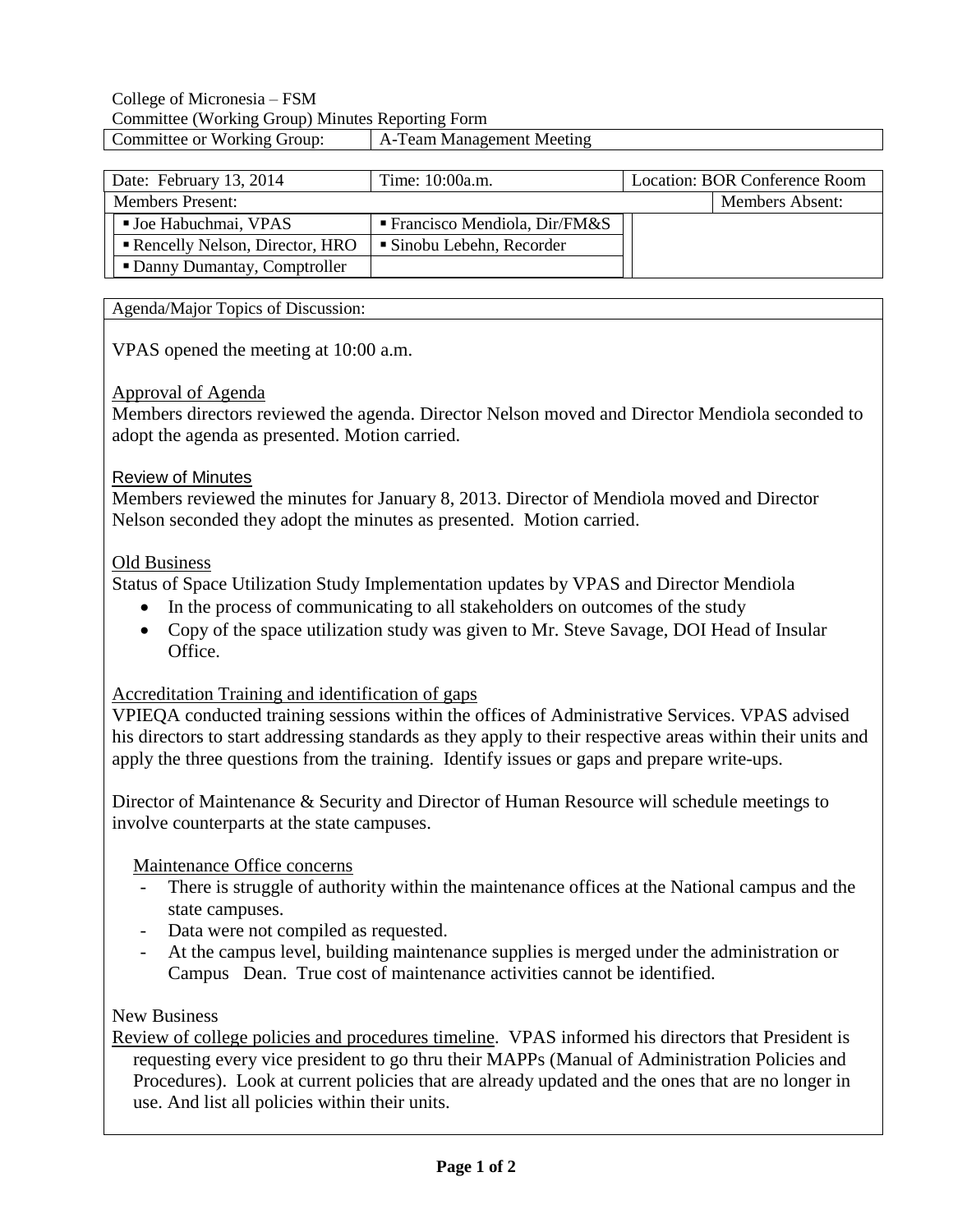College of Micronesia – FSM

Committee (Working Group) Minutes Reporting Form

| Committee or Working Group: | A-Team Management Meeting |
|---|---|

| Date: February 13, 2014 | Time: 10:00a.m. | Location: BOR Conference Room |
|---|---|---|
| Members Present: | | Members Absent: |
| ▪ Joe Habuchmai, VPAS | ▪ Francisco Mendiola, Dir/FM&S | |
| ▪ Rencelly Nelson, Director, HRO | ▪ Sinobu Lebehn, Recorder | |
| ▪ Danny Dumantay, Comptroller | | |

Agenda/Major Topics of Discussion:

VPAS opened the meeting at 10:00 a.m.

Approval of Agenda

Members directors reviewed the agenda. Director Nelson moved and Director Mendiola seconded to adopt the agenda as presented. Motion carried.

Review of Minutes

Members reviewed the minutes for January 8, 2013. Director of Mendiola moved and Director Nelson seconded they adopt the minutes as presented. Motion carried.

Old Business

Status of Space Utilization Study Implementation updates by VPAS and Director Mendiola

- In the process of communicating to all stakeholders on outcomes of the study
- Copy of the space utilization study was given to Mr. Steve Savage, DOI Head of Insular Office.

Accreditation Training and identification of gaps

VPIEQA conducted training sessions within the offices of Administrative Services. VPAS advised his directors to start addressing standards as they apply to their respective areas within their units and apply the three questions from the training. Identify issues or gaps and prepare write-ups.

Director of Maintenance & Security and Director of Human Resource will schedule meetings to involve counterparts at the state campuses.

Maintenance Office concerns

- There is struggle of authority within the maintenance offices at the National campus and the state campuses.
- Data were not compiled as requested.
- At the campus level, building maintenance supplies is merged under the administration or Campus Dean. True cost of maintenance activities cannot be identified.

New Business

Review of college policies and procedures timeline. VPAS informed his directors that President is requesting every vice president to go thru their MAPPs (Manual of Administration Policies and Procedures). Look at current policies that are already updated and the ones that are no longer in use. And list all policies within their units.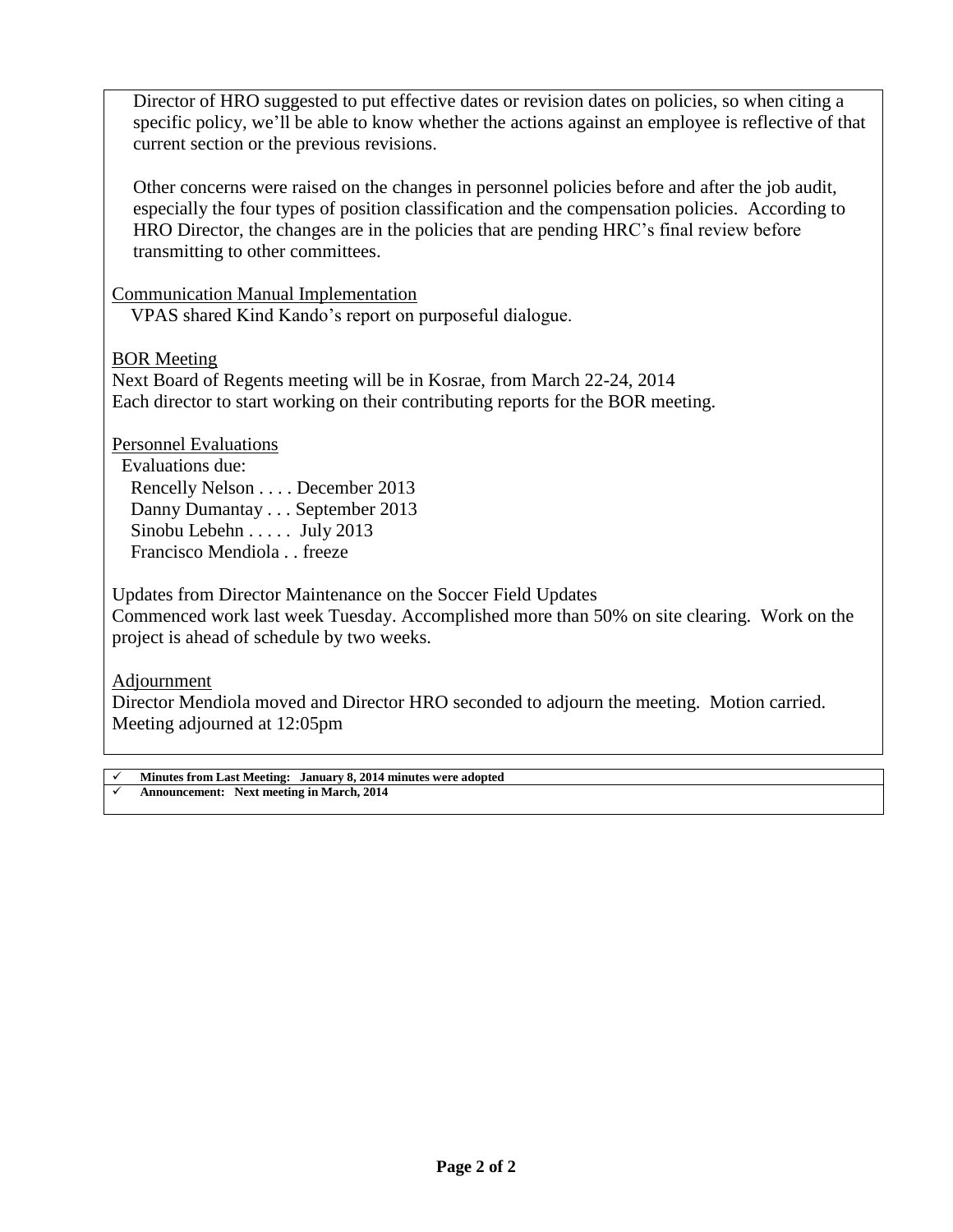Director of HRO suggested to put effective dates or revision dates on policies, so when citing a specific policy, we'll be able to know whether the actions against an employee is reflective of that current section or the previous revisions.

Other concerns were raised on the changes in personnel policies before and after the job audit, especially the four types of position classification and the compensation policies. According to HRO Director, the changes are in the policies that are pending HRC's final review before transmitting to other committees.

Communication Manual Implementation

VPAS shared Kind Kando's report on purposeful dialogue.

BOR Meeting

Next Board of Regents meeting will be in Kosrae, from March 22-24, 2014

Each director to start working on their contributing reports for the BOR meeting.

Personnel Evaluations

Evaluations due:

Rencelly Nelson . . . . December 2013

Danny Dumantay . . . September 2013

Sinobu Lebehn . . . . . July 2013

Francisco Mendiola . . freeze

Updates from Director Maintenance on the Soccer Field Updates

Commenced work last week Tuesday. Accomplished more than 50% on site clearing. Work on the project is ahead of schedule by two weeks.

Adjournment

Director Mendiola moved and Director HRO seconded to adjourn the meeting. Motion carried. Meeting adjourned at 12:05pm

- ✓ **Minutes from Last Meeting: January 8, 2014 minutes were adopted**
- ✓ **Announcement: Next meeting in March, 2014**